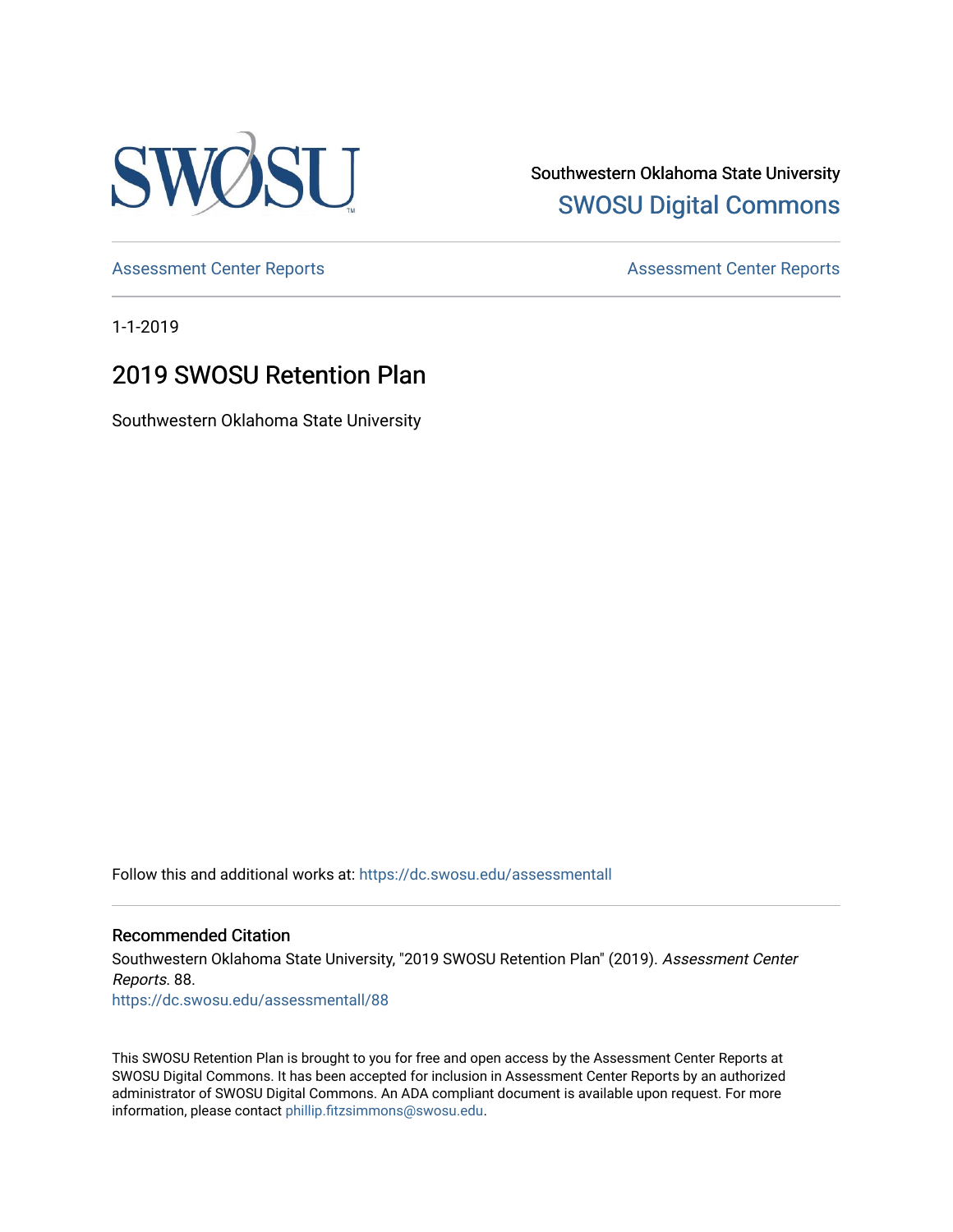Southwestern Oklahoma State University
SWOSU Digital Commons

Assessment Center Reports | Assessment Center Reports

1-1-2019

# 2019 SWOSU Retention Plan

Southwestern Oklahoma State University

Follow this and additional works at: https://dc.swosu.edu/assessmentall

## Recommended Citation

Southwestern Oklahoma State University, "2019 SWOSU Retention Plan" (2019). *Assessment Center Reports*. 88.
https://dc.swosu.edu/assessmentall/88

This SWOSU Retention Plan is brought to you for free and open access by the Assessment Center Reports at SWOSU Digital Commons. It has been accepted for inclusion in Assessment Center Reports by an authorized administrator of SWOSU Digital Commons. An ADA compliant document is available upon request. For more information, please contact phillip.fitzsimmons@swosu.edu.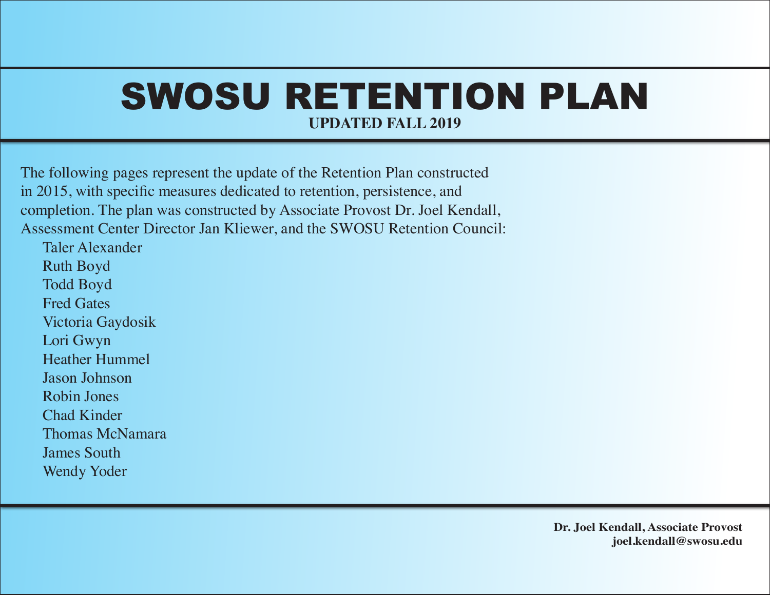# SWOSU RETENTION PLAN

**UPDATED FALL 2019**

The following pages represent the update of the Retention Plan constructed in 2015, with specific measures dedicated to retention, persistence, and completion. The plan was constructed by Associate Provost Dr. Joel Kendall, Assessment Center Director Jan Kliewer, and the SWOSU Retention Council:

- Taler Alexander
- Ruth Boyd
- Todd Boyd
- Fred Gates
- Victoria Gaydosik
- Lori Gwyn
- Heather Hummel
- Jason Johnson
- Robin Jones
- Chad Kinder
- Thomas McNamara
- James South
- Wendy Yoder

**Dr. Joel Kendall, Associate Provost**
**joel.kendall@swosu.edu**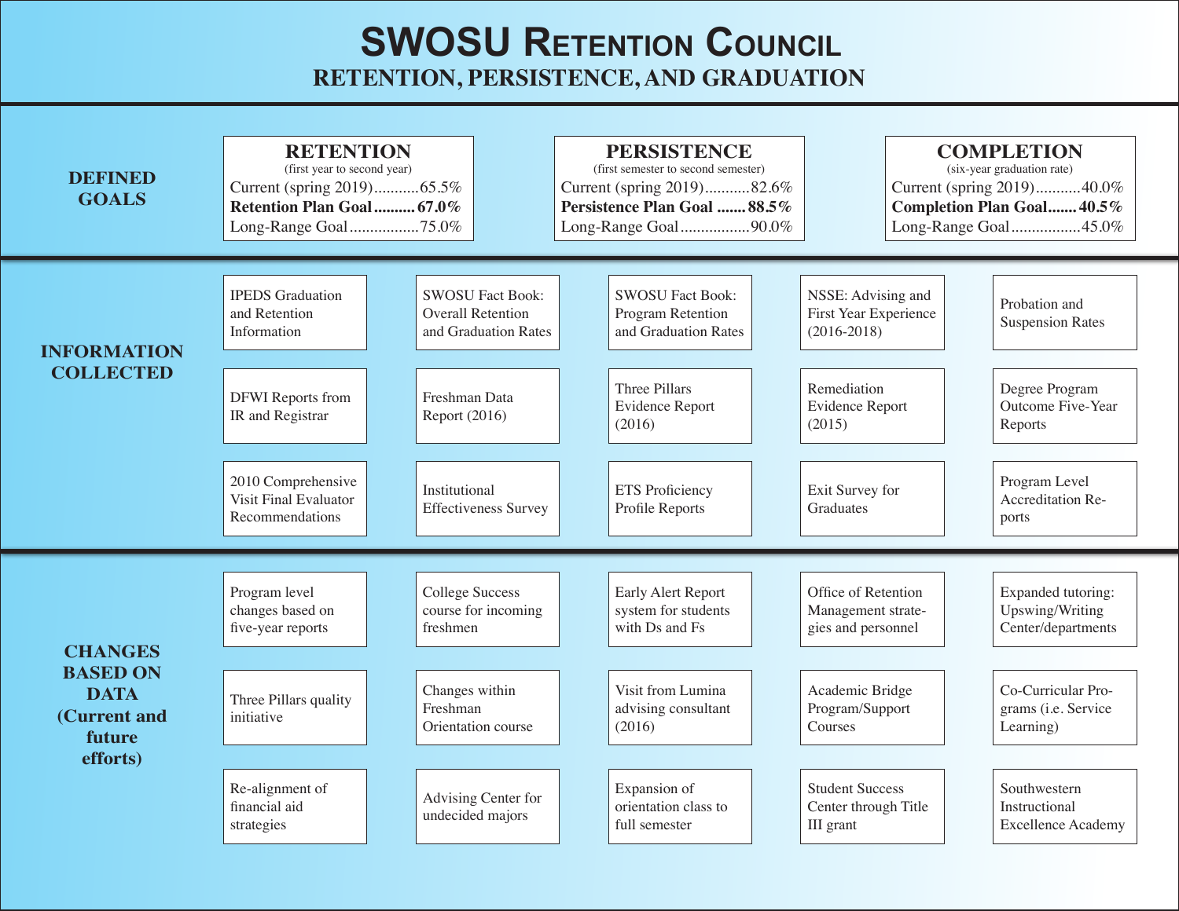# SWOSU Retention Council

## RETENTION, PERSISTENCE, AND GRADUATION

### DEFINED GOALS

**RETENTION**
(first year to second year)
Current (spring 2019)...........65.5%
**Retention Plan Goal.......... 67.0%**
Long-Range Goal.................75.0%

**PERSISTENCE**
(first semester to second semester)
Current (spring 2019)...........82.6%
**Persistence Plan Goal ....... 88.5%**
Long-Range Goal.................90.0%

**COMPLETION**
(six-year graduation rate)
Current (spring 2019)...........40.0%
**Completion Plan Goal....... 40.5%**
Long-Range Goal.................45.0%

### INFORMATION COLLECTED

- IPEDS Graduation and Retention Information
- SWOSU Fact Book: Overall Retention and Graduation Rates
- SWOSU Fact Book: Program Retention and Graduation Rates
- NSSE: Advising and First Year Experience (2016-2018)
- Probation and Suspension Rates
- DFWI Reports from IR and Registrar
- Freshman Data Report (2016)
- Three Pillars Evidence Report (2016)
- Remediation Evidence Report (2015)
- Degree Program Outcome Five-Year Reports
- 2010 Comprehensive Visit Final Evaluator Recommendations
- Institutional Effectiveness Survey
- ETS Proficiency Profile Reports
- Exit Survey for Graduates
- Program Level Accreditation Reports

### CHANGES BASED ON DATA (Current and future efforts)

- Program level changes based on five-year reports
- College Success course for incoming freshmen
- Early Alert Report system for students with Ds and Fs
- Office of Retention Management strategies and personnel
- Expanded tutoring: Upswing/Writing Center/departments
- Three Pillars quality initiative
- Changes within Freshman Orientation course
- Visit from Lumina advising consultant (2016)
- Academic Bridge Program/Support Courses
- Co-Curricular Programs (i.e. Service Learning)
- Re-alignment of financial aid strategies
- Advising Center for undecided majors
- Expansion of orientation class to full semester
- Student Success Center through Title III grant
- Southwestern Instructional Excellence Academy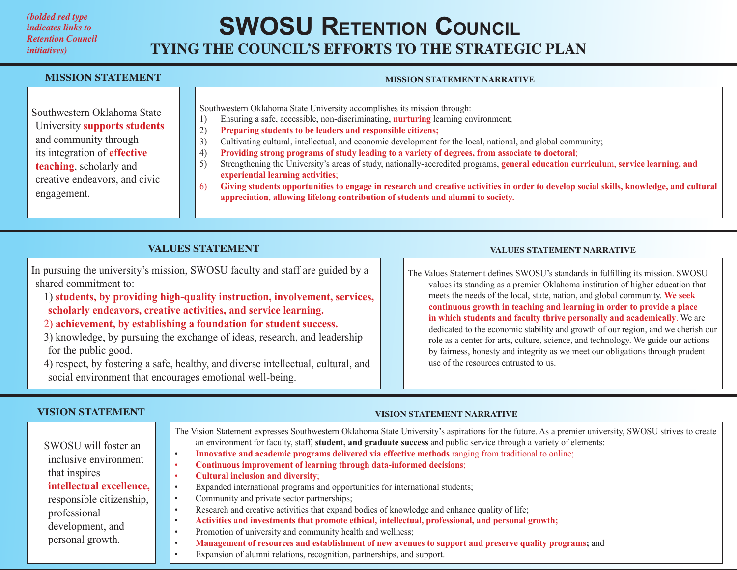*(bolded red type indicates links to Retention Council initiatives)*

# SWOSU Retention Council

## TYING THE COUNCIL'S EFFORTS TO THE STRATEGIC PLAN

### MISSION STATEMENT

Southwestern Oklahoma State University **supports students** and community through its integration of **effective teaching**, scholarly and creative endeavors, and civic engagement.

### MISSION STATEMENT NARRATIVE

Southwestern Oklahoma State University accomplishes its mission through:

1) Ensuring a safe, accessible, non-discriminating, **nurturing** learning environment;
2) **Preparing students to be leaders and responsible citizens;**
3) Cultivating cultural, intellectual, and economic development for the local, national, and global community;
4) **Providing strong programs of study leading to a variety of degrees, from associate to doctoral**;
5) Strengthening the University's areas of study, nationally-accredited programs, **general education curriculum**, **service learning, and experiential learning activities**;
6) **Giving students opportunities to engage in research and creative activities in order to develop social skills, knowledge, and cultural appreciation, allowing lifelong contribution of students and alumni to society.**

### VALUES STATEMENT

In pursuing the university's mission, SWOSU faculty and staff are guided by a shared commitment to:

1) **students, by providing high-quality instruction, involvement, services, scholarly endeavors, creative activities, and service learning.**
2) **achievement, by establishing a foundation for student success.**
3) knowledge, by pursuing the exchange of ideas, research, and leadership for the public good.
4) respect, by fostering a safe, healthy, and diverse intellectual, cultural, and social environment that encourages emotional well-being.

### VALUES STATEMENT NARRATIVE

The Values Statement defines SWOSU's standards in fulfilling its mission. SWOSU values its standing as a premier Oklahoma institution of higher education that meets the needs of the local, state, nation, and global community. **We seek continuous growth in teaching and learning in order to provide a place in which students and faculty thrive personally and academically**. We are dedicated to the economic stability and growth of our region, and we cherish our role as a center for arts, culture, science, and technology. We guide our actions by fairness, honesty and integrity as we meet our obligations through prudent use of the resources entrusted to us.

### VISION STATEMENT

SWOSU will foster an inclusive environment that inspires **intellectual excellence,** responsible citizenship, professional development, and personal growth.

### VISION STATEMENT NARRATIVE

The Vision Statement expresses Southwestern Oklahoma State University's aspirations for the future. As a premier university, SWOSU strives to create an environment for faculty, staff, **student, and graduate success** and public service through a variety of elements:

- **Innovative and academic programs delivered via effective methods** ranging from traditional to online;
- **Continuous improvement of learning through data-informed decisions**;
- **Cultural inclusion and diversity**;
- Expanded international programs and opportunities for international students;
- Community and private sector partnerships;
- Research and creative activities that expand bodies of knowledge and enhance quality of life;
- **Activities and investments that promote ethical, intellectual, professional, and personal growth;**
- Promotion of university and community health and wellness;
- **Management of resources and establishment of new avenues to support and preserve quality programs;** and
- Expansion of alumni relations, recognition, partnerships, and support.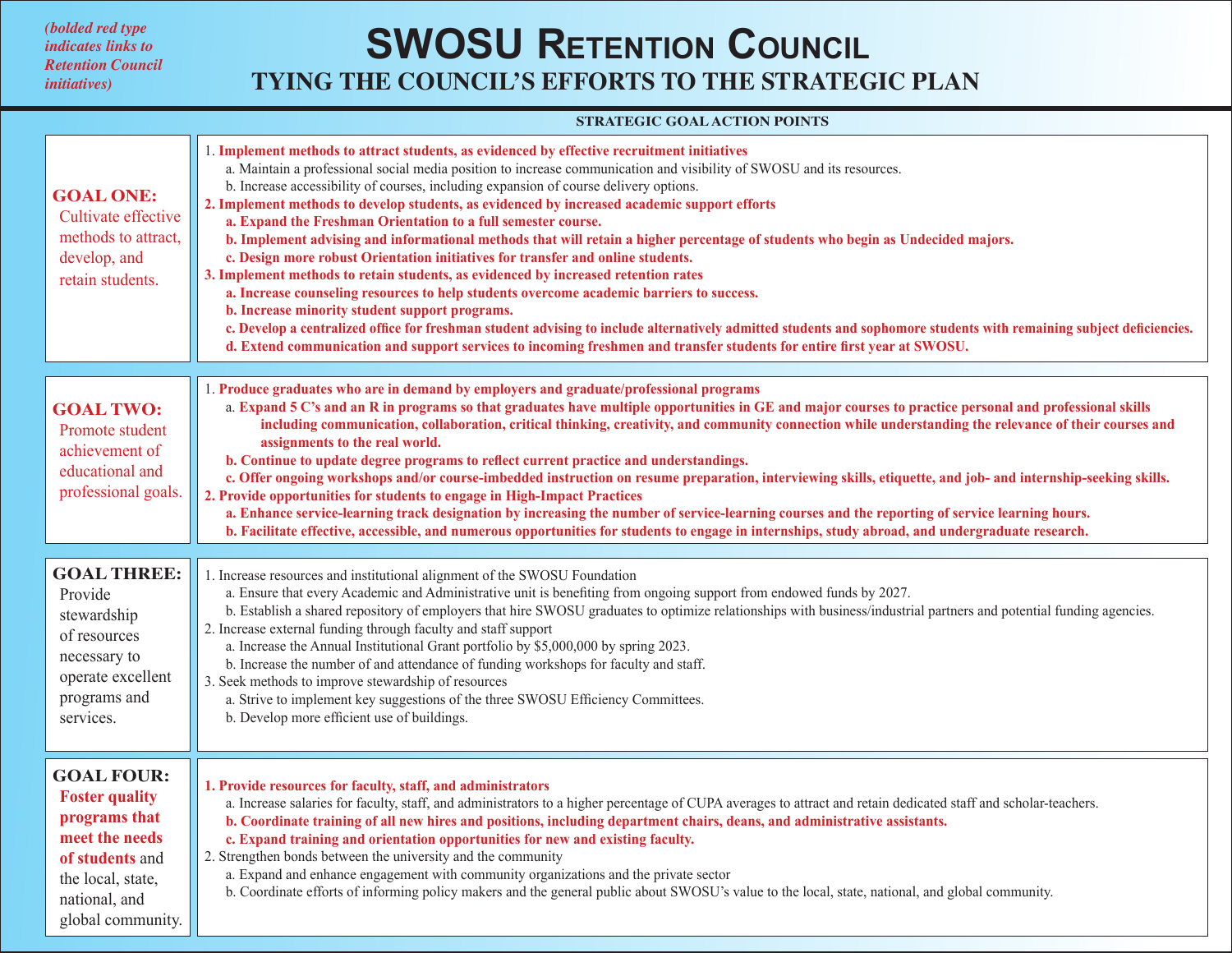*(bolded red type indicates links to Retention Council initiatives)*

# SWOSU Retention Council

## TYING THE COUNCIL'S EFFORTS TO THE STRATEGIC PLAN

**STRATEGIC GOAL ACTION POINTS**

### GOAL ONE:
Cultivate effective methods to attract, develop, and retain students.

1. **Implement methods to attract students, as evidenced by effective recruitment initiatives**
   - a. Maintain a professional social media position to increase communication and visibility of SWOSU and its resources.
   - b. Increase accessibility of courses, including expansion of course delivery options.
2. **Implement methods to develop students, as evidenced by increased academic support efforts**
   - **a. Expand the Freshman Orientation to a full semester course.**
   - **b. Implement advising and informational methods that will retain a higher percentage of students who begin as Undecided majors.**
   - **c. Design more robust Orientation initiatives for transfer and online students.**
3. **Implement methods to retain students, as evidenced by increased retention rates**
   - **a. Increase counseling resources to help students overcome academic barriers to success.**
   - **b. Increase minority student support programs.**
   - **c. Develop a centralized office for freshman student advising to include alternatively admitted students and sophomore students with remaining subject deficiencies.**
   - **d. Extend communication and support services to incoming freshmen and transfer students for entire first year at SWOSU.**

### GOAL TWO:
Promote student achievement of educational and professional goals.

1. **Produce graduates who are in demand by employers and graduate/professional programs**
   - a. **Expand 5 C's and an R in programs so that graduates have multiple opportunities in GE and major courses to practice personal and professional skills including communication, collaboration, critical thinking, creativity, and community connection while understanding the relevance of their courses and assignments to the real world.**
   - **b. Continue to update degree programs to reflect current practice and understandings.**
   - **c. Offer ongoing workshops and/or course-imbedded instruction on resume preparation, interviewing skills, etiquette, and job- and internship-seeking skills.**
2. **Provide opportunities for students to engage in High-Impact Practices**
   - **a. Enhance service-learning track designation by increasing the number of service-learning courses and the reporting of service learning hours.**
   - **b. Facilitate effective, accessible, and numerous opportunities for students to engage in internships, study abroad, and undergraduate research.**

### GOAL THREE:
Provide stewardship of resources necessary to operate excellent programs and services.

1. Increase resources and institutional alignment of the SWOSU Foundation
   - a. Ensure that every Academic and Administrative unit is benefiting from ongoing support from endowed funds by 2027.
   - b. Establish a shared repository of employers that hire SWOSU graduates to optimize relationships with business/industrial partners and potential funding agencies.
2. Increase external funding through faculty and staff support
   - a. Increase the Annual Institutional Grant portfolio by $5,000,000 by spring 2023.
   - b. Increase the number of and attendance of funding workshops for faculty and staff.
3. Seek methods to improve stewardship of resources
   - a. Strive to implement key suggestions of the three SWOSU Efficiency Committees.
   - b. Develop more efficient use of buildings.

### GOAL FOUR:
**Foster quality programs that meet the needs of students** and the local, state, national, and global community.

1. **Provide resources for faculty, staff, and administrators**
   - a. Increase salaries for faculty, staff, and administrators to a higher percentage of CUPA averages to attract and retain dedicated staff and scholar-teachers.
   - **b. Coordinate training of all new hires and positions, including department chairs, deans, and administrative assistants.**
   - **c. Expand training and orientation opportunities for new and existing faculty.**
2. Strengthen bonds between the university and the community
   - a. Expand and enhance engagement with community organizations and the private sector
   - b. Coordinate efforts of informing policy makers and the general public about SWOSU's value to the local, state, national, and global community.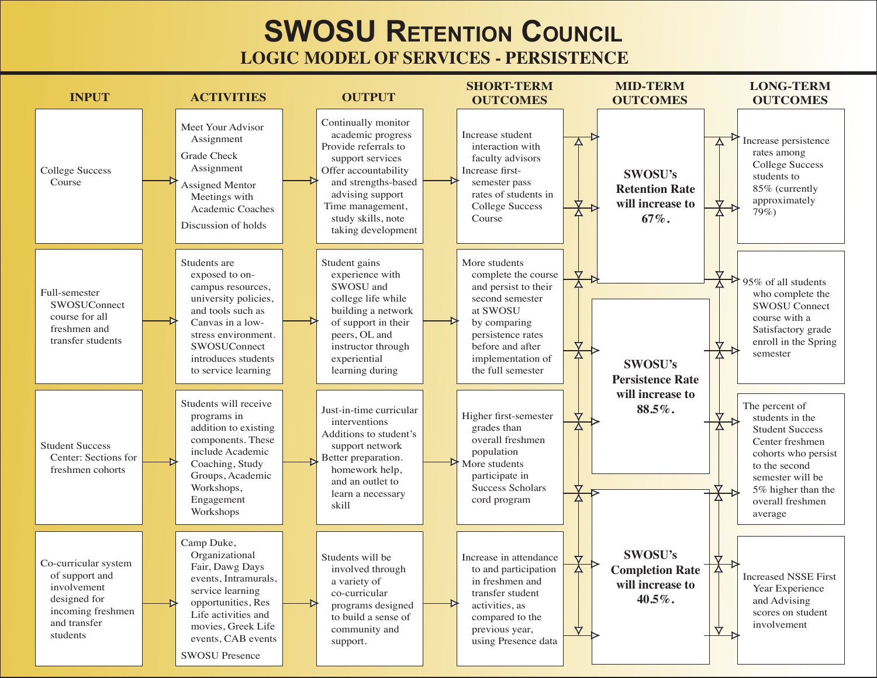# SWOSU Retention Council

## LOGIC MODEL OF SERVICES - PERSISTENCE

| INPUT | ACTIVITIES | OUTPUT | SHORT-TERM OUTCOMES |
|---|---|---|---|
| College Success Course | Meet Your Advisor Assignment<br>Grade Check Assignment<br>Assigned Mentor Meetings with Academic Coaches<br>Discussion of holds | Continually monitor academic progress<br>Provide referrals to support services<br>Offer accountability and strengths-based advising support<br>Time management, study skills, note taking development | Increase student interaction with faculty advisors<br>Increase first-semester pass rates of students in College Success Course |
| Full-semester SWOSUConnect course for all freshmen and transfer students | Students are exposed to on-campus resources, university policies, and tools such as Canvas in a low-stress environment. SWOSUConnect introduces students to service learning | Student gains experience with SWOSU and college life while building a network of support in their peers, OL and instructor through experiential learning during | More students complete the course and persist to their second semester at SWOSU by comparing persistence rates before and after implementation of the full semester |
| Student Success Center: Sections for freshmen cohorts | Students will receive programs in addition to existing components. These include Academic Coaching, Study Groups, Academic Workshops, Engagement Workshops | Just-in-time curricular interventions<br>Additions to student's support network<br>Better preparation. homework help, and an outlet to learn a necessary skill | Higher first-semester grades than overall freshmen population<br>More students participate in Success Scholars cord program |
| Co-curricular system of support and involvement designed for incoming freshmen and transfer students | Camp Duke, Organizational Fair, Dawg Days events, Intramurals, service learning opportunities, Res Life activities and movies, Greek Life events, CAB events<br>SWOSU Presence | Students will be involved through a variety of co-curricular programs designed to build a sense of community and support. | Increase in attendance to and participation in freshmen and transfer student activities, as compared to the previous year, using Presence data |

**MID-TERM OUTCOMES**

- **SWOSU's Retention Rate will increase to 67%.**
- **SWOSU's Persistence Rate will increase to 88.5%.**
- **SWOSU's Completion Rate will increase to 40.5%.**

**LONG-TERM OUTCOMES**

- Increase persistence rates among College Success students to 85% (currently approximately 79%)
- 95% of all students who complete the SWOSU Connect course with a Satisfactory grade enroll in the Spring semester
- The percent of students in the Student Success Center freshmen cohorts who persist to the second semester will be 5% higher than the overall freshmen average
- Increased NSSE First Year Experience and Advising scores on student involvement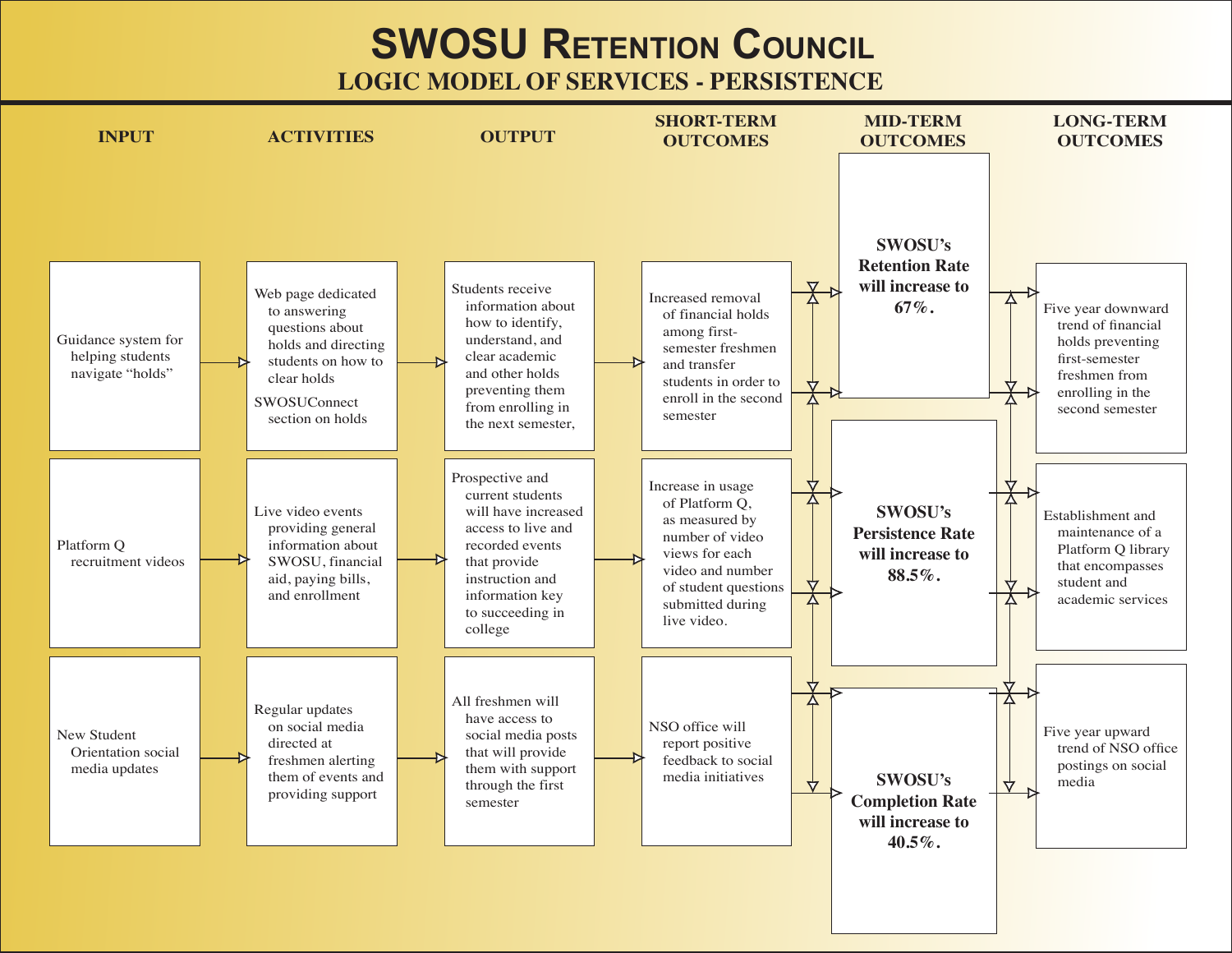# SWOSU Retention Council

## LOGIC MODEL OF SERVICES - PERSISTENCE

| INPUT | ACTIVITIES | OUTPUT | SHORT-TERM OUTCOMES | MID-TERM OUTCOMES | LONG-TERM OUTCOMES |
|---|---|---|---|---|---|
| Guidance system for helping students navigate "holds" | Web page dedicated to answering questions about holds and directing students on how to clear holds<br>SWOSUConnect section on holds | Students receive information about how to identify, understand, and clear academic and other holds preventing them from enrolling in the next semester, | Increased removal of financial holds among first-semester freshmen and transfer students in order to enroll in the second semester | **SWOSU's Retention Rate will increase to 67%.** | Five year downward trend of financial holds preventing first-semester freshmen from enrolling in the second semester |
| Platform Q recruitment videos | Live video events providing general information about SWOSU, financial aid, paying bills, and enrollment | Prospective and current students will have increased access to live and recorded events that provide instruction and information key to succeeding in college | Increase in usage of Platform Q, as measured by number of video views for each video and number of student questions submitted during live video. | **SWOSU's Persistence Rate will increase to 88.5%.** | Establishment and maintenance of a Platform Q library that encompasses student and academic services |
| New Student Orientation social media updates | Regular updates on social media directed at freshmen alerting them of events and providing support | All freshmen will have access to social media posts that will provide them with support through the first semester | NSO office will report positive feedback to social media initiatives | **SWOSU's Completion Rate will increase to 40.5%.** | Five year upward trend of NSO office postings on social media |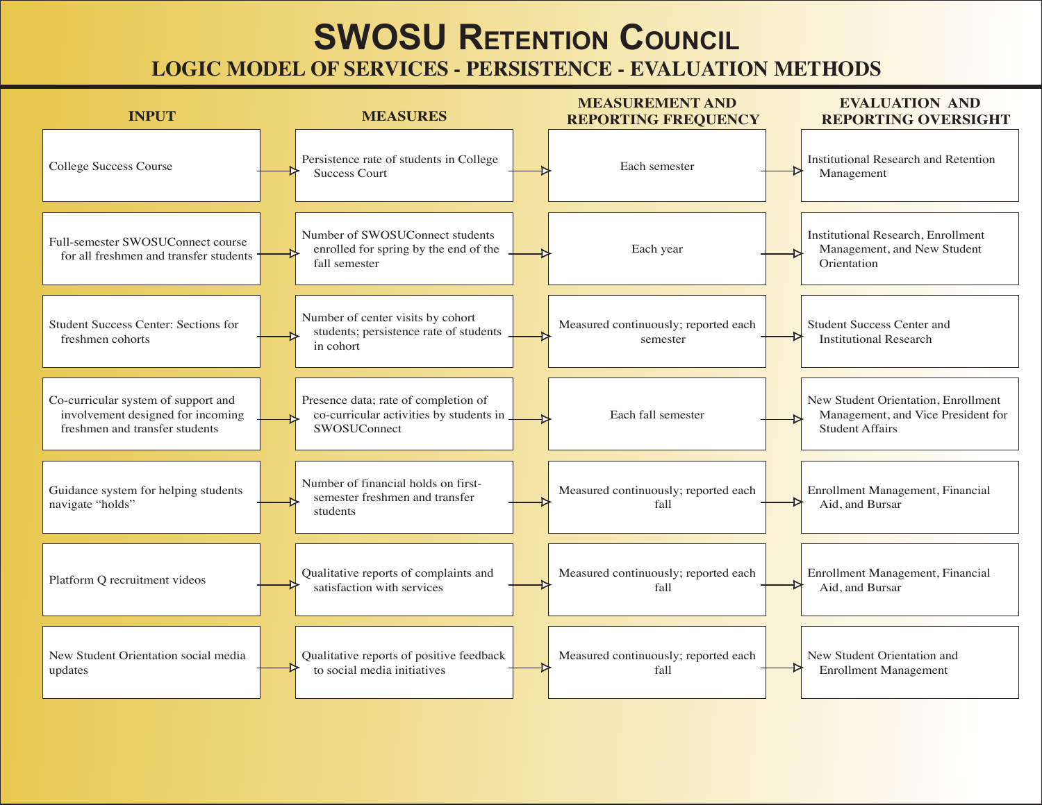# SWOSU Retention Council

## LOGIC MODEL OF SERVICES - PERSISTENCE - EVALUATION METHODS

| INPUT | MEASURES | MEASUREMENT AND REPORTING FREQUENCY | EVALUATION AND REPORTING OVERSIGHT |
| --- | --- | --- | --- |
| College Success Course | Persistence rate of students in College Success Court | Each semester | Institutional Research and Retention Management |
| Full-semester SWOSUConnect course for all freshmen and transfer students | Number of SWOSUConnect students enrolled for spring by the end of the fall semester | Each year | Institutional Research, Enrollment Management, and New Student Orientation |
| Student Success Center: Sections for freshmen cohorts | Number of center visits by cohort students; persistence rate of students in cohort | Measured continuously; reported each semester | Student Success Center and Institutional Research |
| Co-curricular system of support and involvement designed for incoming freshmen and transfer students | Presence data; rate of completion of co-curricular activities by students in SWOSUConnect | Each fall semester | New Student Orientation, Enrollment Management, and Vice President for Student Affairs |
| Guidance system for helping students navigate “holds” | Number of financial holds on first-semester freshmen and transfer students | Measured continuously; reported each fall | Enrollment Management, Financial Aid, and Bursar |
| Platform Q recruitment videos | Qualitative reports of complaints and satisfaction with services | Measured continuously; reported each fall | Enrollment Management, Financial Aid, and Bursar |
| New Student Orientation social media updates | Qualitative reports of positive feedback to social media initiatives | Measured continuously; reported each fall | New Student Orientation and Enrollment Management |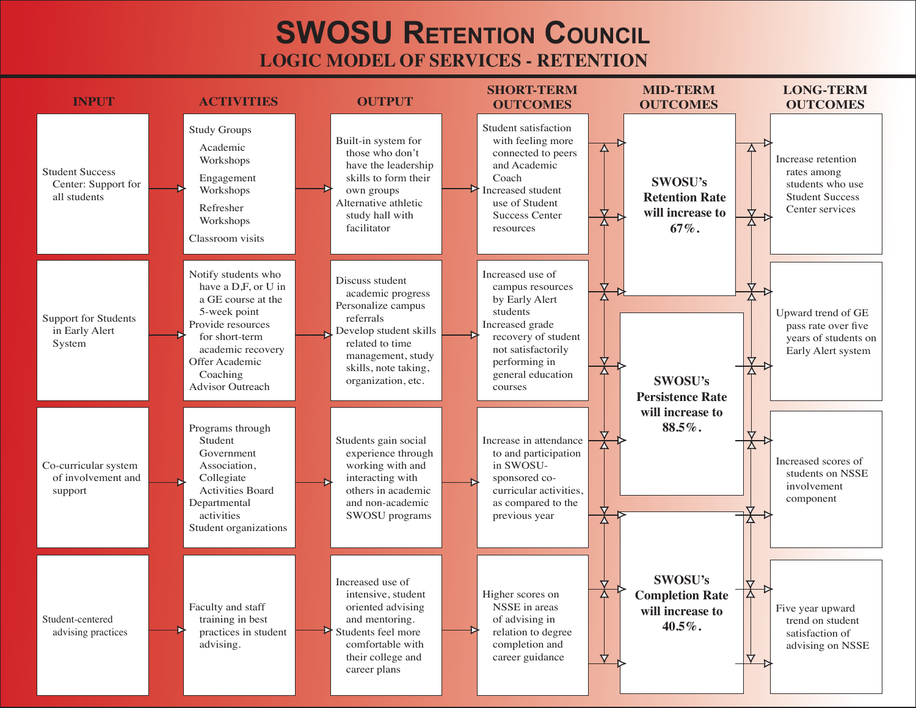# SWOSU Retention Council

## LOGIC MODEL OF SERVICES - RETENTION

| INPUT | ACTIVITIES | OUTPUT | SHORT-TERM OUTCOMES | MID-TERM OUTCOMES | LONG-TERM OUTCOMES |
|---|---|---|---|---|---|
| Student Success Center: Support for all students | Study Groups<br>Academic Workshops<br>Engagement Workshops<br>Refresher Workshops<br>Classroom visits | Built-in system for those who don't have the leadership skills to form their own groups<br>Alternative athletic study hall with facilitator | Student satisfaction with feeling more connected to peers and Academic Coach<br>Increased student use of Student Success Center resources | SWOSU's Retention Rate will increase to 67%. | Increase retention rates among students who use Student Success Center services |
| Support for Students in Early Alert System | Notify students who have a D,F, or U in a GE course at the 5-week point<br>Provide resources for short-term academic recovery<br>Offer Academic Coaching<br>Advisor Outreach | Discuss student academic progress<br>Personalize campus referrals<br>Develop student skills related to time management, study skills, note taking, organization, etc. | Increased use of campus resources by Early Alert students<br>Increased grade recovery of student not satisfactorily performing in general education courses | SWOSU's Persistence Rate will increase to 88.5%. | Upward trend of GE pass rate over five years of students on Early Alert system |
| Co-curricular system of involvement and support | Programs through Student Government Association, Collegiate Activities Board<br>Departmental activities<br>Student organizations | Students gain social experience through working with and interacting with others in academic and non-academic SWOSU programs | Increase in attendance to and participation in SWOSU-sponsored co-curricular activities, as compared to the previous year | | Increased scores of students on NSSE involvement component |
| Student-centered advising practices | Faculty and staff training in best practices in student advising. | Increased use of intensive, student oriented advising and mentoring.<br>Students feel more comfortable with their college and career plans | Higher scores on NSSE in areas of advising in relation to degree completion and career guidance | SWOSU's Completion Rate will increase to 40.5%. | Five year upward trend on student satisfaction of advising on NSSE |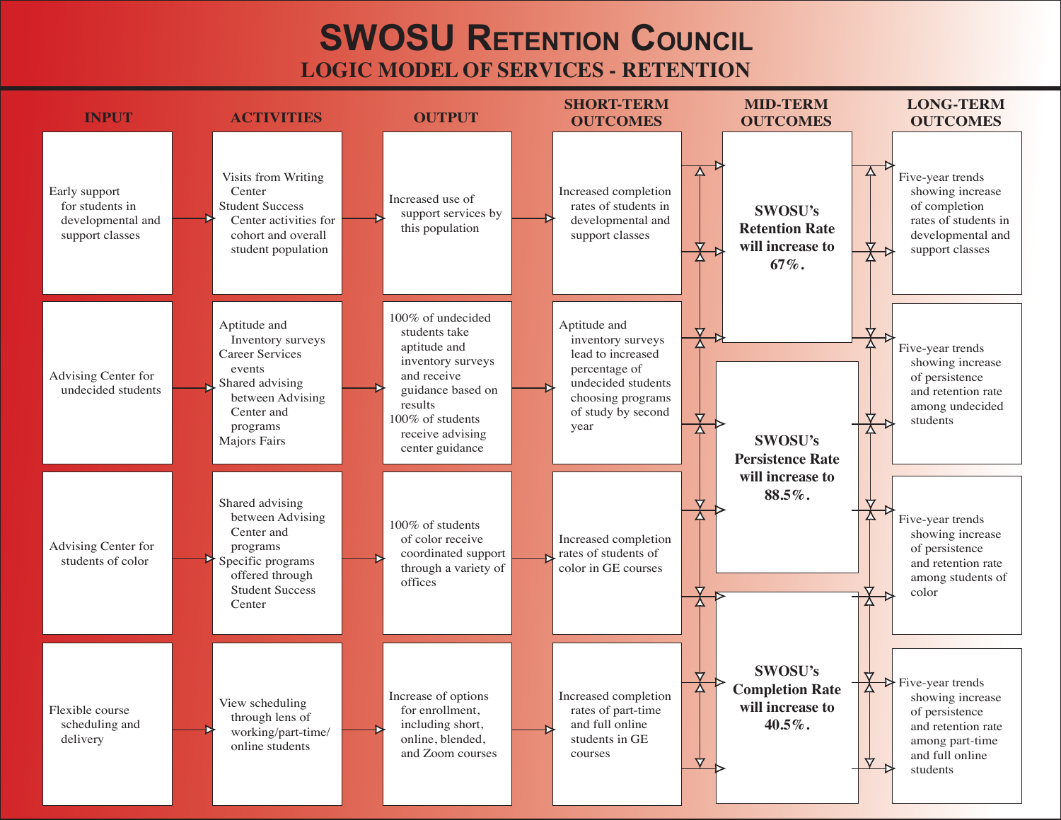# SWOSU Retention Council

## LOGIC MODEL OF SERVICES - RETENTION

| INPUT | ACTIVITIES | OUTPUT | SHORT-TERM OUTCOMES | MID-TERM OUTCOMES | LONG-TERM OUTCOMES |
|---|---|---|---|---|---|
| Early support for students in developmental and support classes | Visits from Writing Center<br>Student Success Center activities for cohort and overall student population | Increased use of support services by this population | Increased completion rates of students in developmental and support classes | **SWOSU's Retention Rate will increase to 67%.** | Five-year trends showing increase of completion rates of students in developmental and support classes |
| Advising Center for undecided students | Aptitude and Inventory surveys<br>Career Services events<br>Shared advising between Advising Center and programs<br>Majors Fairs | 100% of undecided students take aptitude and inventory surveys and receive guidance based on results<br>100% of students receive advising center guidance | Aptitude and inventory surveys lead to increased percentage of undecided students choosing programs of study by second year | **SWOSU's Persistence Rate will increase to 88.5%.** | Five-year trends showing increase of persistence and retention rate among undecided students |
| Advising Center for students of color | Shared advising between Advising Center and programs<br>Specific programs offered through Student Success Center | 100% of students of color receive coordinated support through a variety of offices | Increased completion rates of students of color in GE courses | | Five-year trends showing increase of persistence and retention rate among students of color |
| Flexible course scheduling and delivery | View scheduling through lens of working/part-time/online students | Increase of options for enrollment, including short, online, blended, and Zoom courses | Increased completion rates of part-time and full online students in GE courses | **SWOSU's Completion Rate will increase to 40.5%.** | Five-year trends showing increase of persistence and retention rate among part-time and full online students |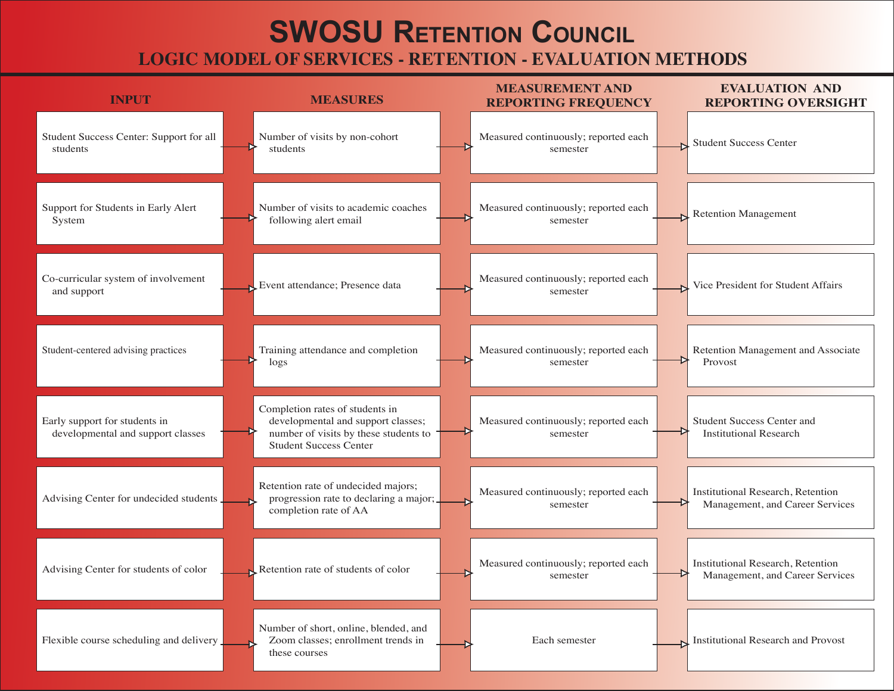# SWOSU Retention Council

## LOGIC MODEL OF SERVICES - RETENTION - EVALUATION METHODS

| INPUT | MEASURES | MEASUREMENT AND REPORTING FREQUENCY | EVALUATION AND REPORTING OVERSIGHT |
|---|---|---|---|
| Student Success Center: Support for all students | Number of visits by non-cohort students | Measured continuously; reported each semester | Student Success Center |
| Support for Students in Early Alert System | Number of visits to academic coaches following alert email | Measured continuously; reported each semester | Retention Management |
| Co-curricular system of involvement and support | Event attendance; Presence data | Measured continuously; reported each semester | Vice President for Student Affairs |
| Student-centered advising practices | Training attendance and completion logs | Measured continuously; reported each semester | Retention Management and Associate Provost |
| Early support for students in developmental and support classes | Completion rates of students in developmental and support classes; number of visits by these students to Student Success Center | Measured continuously; reported each semester | Student Success Center and Institutional Research |
| Advising Center for undecided students | Retention rate of undecided majors; progression rate to declaring a major; completion rate of AA | Measured continuously; reported each semester | Institutional Research, Retention Management, and Career Services |
| Advising Center for students of color | Retention rate of students of color | Measured continuously; reported each semester | Institutional Research, Retention Management, and Career Services |
| Flexible course scheduling and delivery | Number of short, online, blended, and Zoom classes; enrollment trends in these courses | Each semester | Institutional Research and Provost |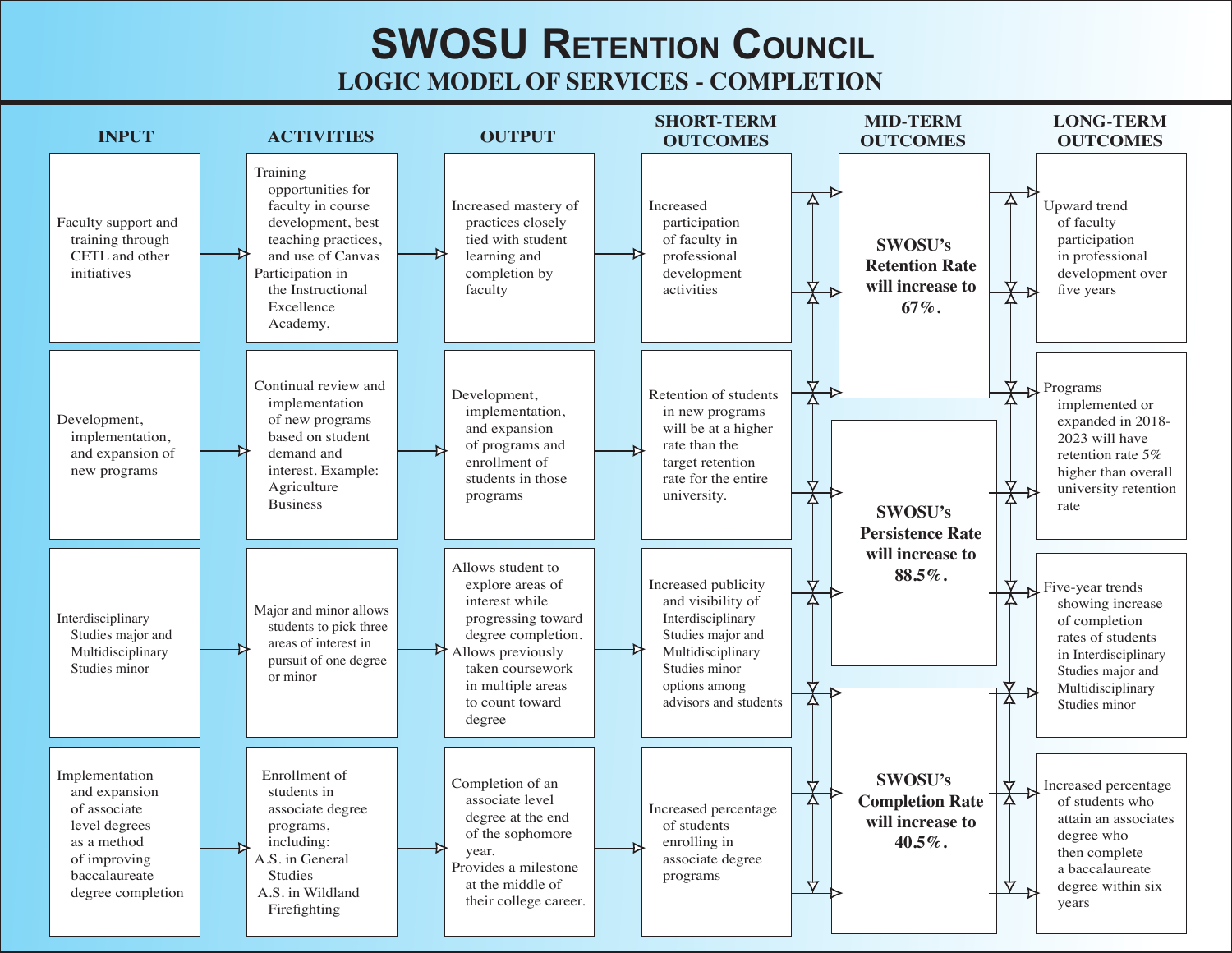# SWOSU Retention Council

## LOGIC MODEL OF SERVICES - COMPLETION

| INPUT | ACTIVITIES | OUTPUT | SHORT-TERM OUTCOMES | MID-TERM OUTCOMES | LONG-TERM OUTCOMES |
|---|---|---|---|---|---|
| Faculty support and training through CETL and other initiatives | Training opportunities for faculty in course development, best teaching practices, and use of Canvas Participation in the Instructional Excellence Academy, | Increased mastery of practices closely tied with student learning and completion by faculty | Increased participation of faculty in professional development activities | **SWOSU's Retention Rate will increase to 67%.** | Upward trend of faculty participation in professional development over five years |
| Development, implementation, and expansion of new programs | Continual review and implementation of new programs based on student demand and interest. Example: Agriculture Business | Development, implementation, and expansion of programs and enrollment of students in those programs | Retention of students in new programs will be at a higher rate than the target retention rate for the entire university. | **SWOSU's Persistence Rate will increase to 88.5%.** | Programs implemented or expanded in 2018-2023 will have retention rate 5% higher than overall university retention rate |
| Interdisciplinary Studies major and Multidisciplinary Studies minor | Major and minor allows students to pick three areas of interest in pursuit of one degree or minor | Allows student to explore areas of interest while progressing toward degree completion. Allows previously taken coursework in multiple areas to count toward degree | Increased publicity and visibility of Interdisciplinary Studies major and Multidisciplinary Studies minor options among advisors and students | | Five-year trends showing increase of completion rates of students in Interdisciplinary Studies major and Multidisciplinary Studies minor |
| Implementation and expansion of associate level degrees as a method of improving baccalaureate degree completion | Enrollment of students in associate degree programs, including: A.S. in General Studies A.S. in Wildland Firefighting | Completion of an associate level degree at the end of the sophomore year. Provides a milestone at the middle of their college career. | Increased percentage of students enrolling in associate degree programs | **SWOSU's Completion Rate will increase to 40.5%.** | Increased percentage of students who attain an associates degree who then complete a baccalaureate degree within six years |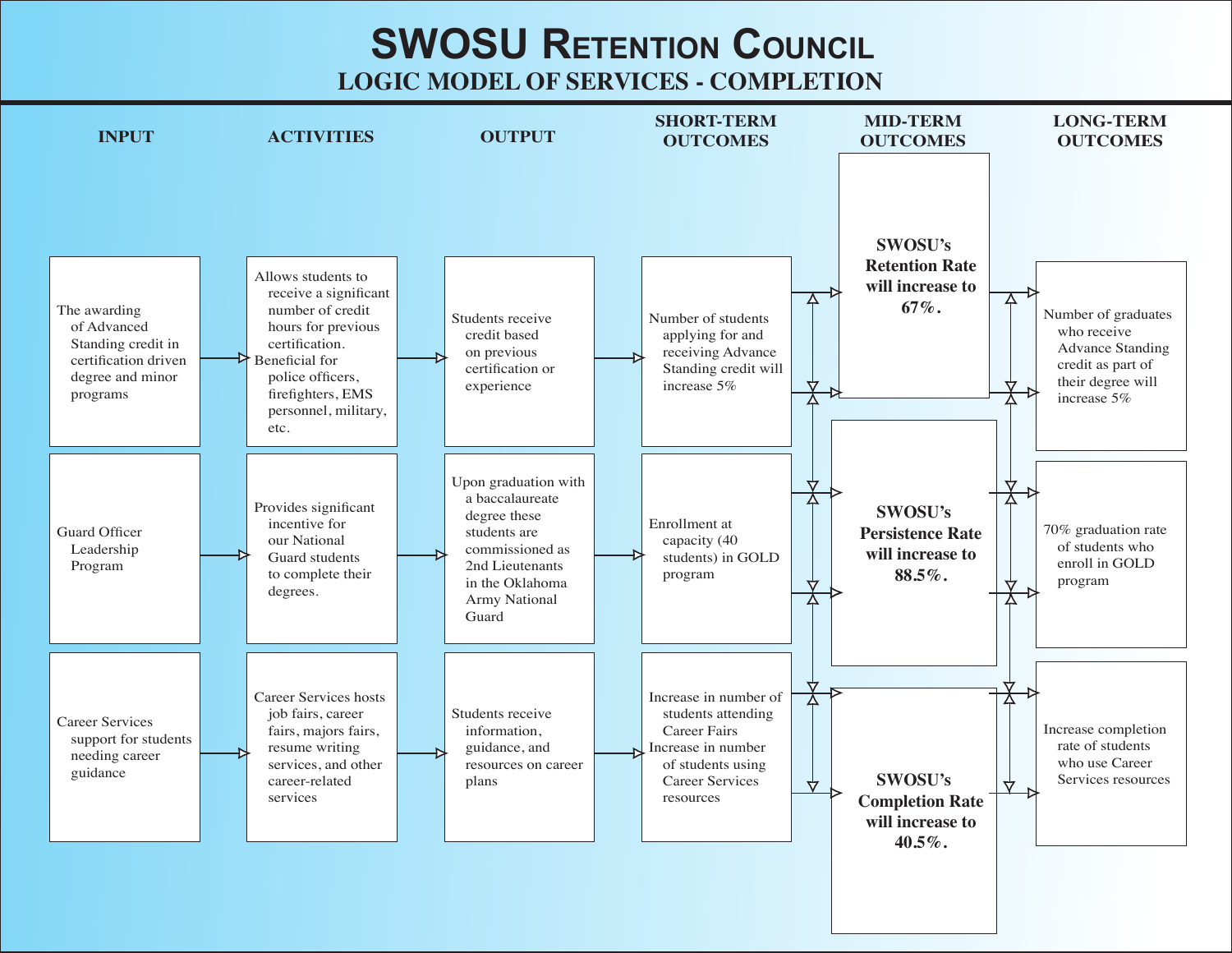# SWOSU Retention Council

## LOGIC MODEL OF SERVICES - COMPLETION

| INPUT | ACTIVITIES | OUTPUT | SHORT-TERM OUTCOMES | MID-TERM OUTCOMES | LONG-TERM OUTCOMES |
|---|---|---|---|---|---|
| The awarding of Advanced Standing credit in certification driven degree and minor programs | Allows students to receive a significant number of credit hours for previous certification. Beneficial for police officers, firefighters, EMS personnel, military, etc. | Students receive credit based on previous certification or experience | Number of students applying for and receiving Advance Standing credit will increase 5% | **SWOSU's Retention Rate will increase to 67%.** | Number of graduates who receive Advance Standing credit as part of their degree will increase 5% |
| Guard Officer Leadership Program | Provides significant incentive for our National Guard students to complete their degrees. | Upon graduation with a baccalaureate degree these students are commissioned as 2nd Lieutenants in the Oklahoma Army National Guard | Enrollment at capacity (40 students) in GOLD program | **SWOSU's Persistence Rate will increase to 88.5%.** | 70% graduation rate of students who enroll in GOLD program |
| Career Services support for students needing career guidance | Career Services hosts job fairs, career fairs, majors fairs, resume writing services, and other career-related services | Students receive information, guidance, and resources on career plans | Increase in number of students attending Career Fairs<br>Increase in number of students using Career Services resources | **SWOSU's Completion Rate will increase to 40.5%.** | Increase completion rate of students who use Career Services resources |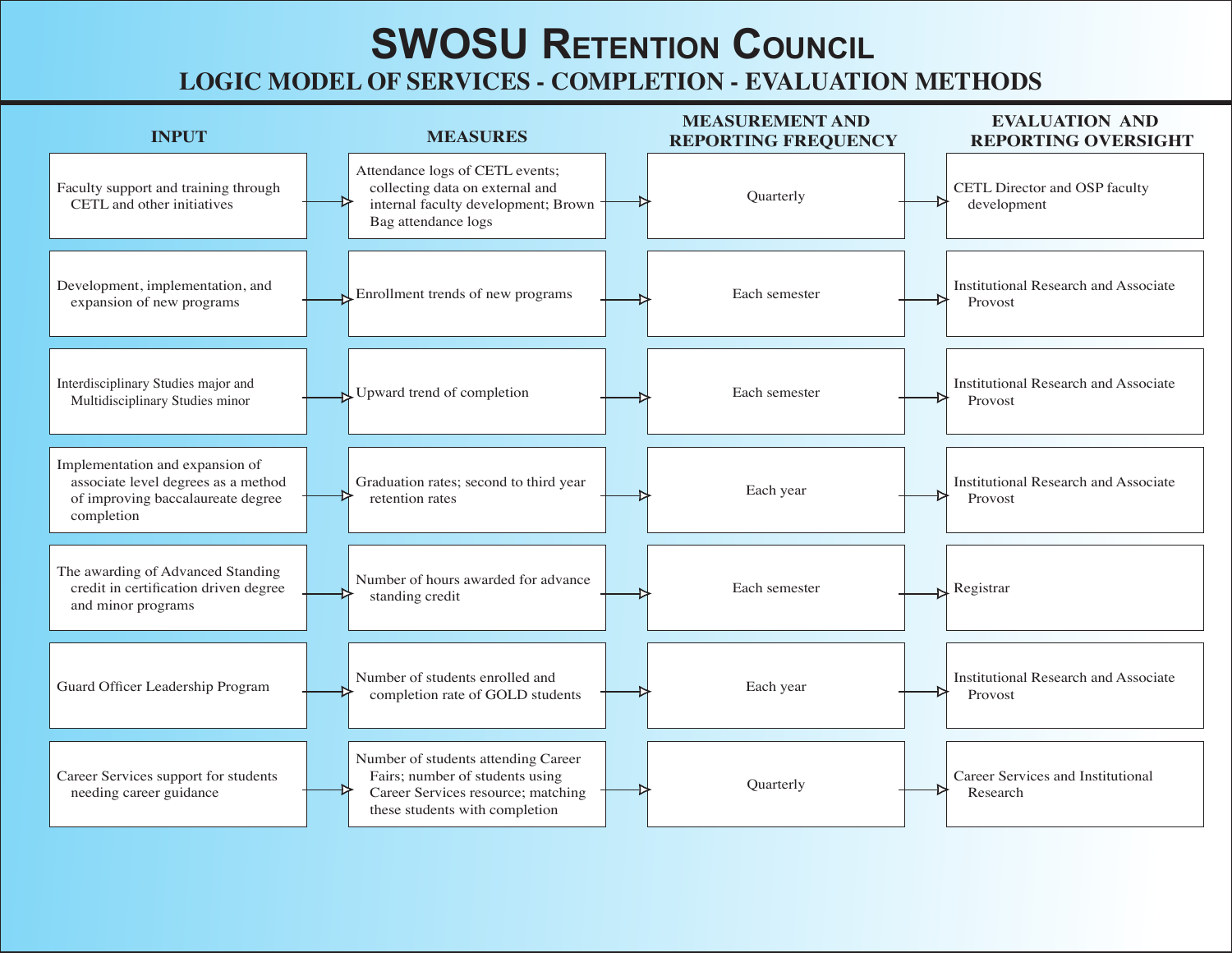# SWOSU Retention Council

## LOGIC MODEL OF SERVICES - COMPLETION - EVALUATION METHODS

| INPUT | MEASURES | MEASUREMENT AND REPORTING FREQUENCY | EVALUATION AND REPORTING OVERSIGHT |
|---|---|---|---|
| Faculty support and training through CETL and other initiatives | Attendance logs of CETL events; collecting data on external and internal faculty development; Brown Bag attendance logs | Quarterly | CETL Director and OSP faculty development |
| Development, implementation, and expansion of new programs | Enrollment trends of new programs | Each semester | Institutional Research and Associate Provost |
| Interdisciplinary Studies major and Multidisciplinary Studies minor | Upward trend of completion | Each semester | Institutional Research and Associate Provost |
| Implementation and expansion of associate level degrees as a method of improving baccalaureate degree completion | Graduation rates; second to third year retention rates | Each year | Institutional Research and Associate Provost |
| The awarding of Advanced Standing credit in certification driven degree and minor programs | Number of hours awarded for advance standing credit | Each semester | Registrar |
| Guard Officer Leadership Program | Number of students enrolled and completion rate of GOLD students | Each year | Institutional Research and Associate Provost |
| Career Services support for students needing career guidance | Number of students attending Career Fairs; number of students using Career Services resource; matching these students with completion | Quarterly | Career Services and Institutional Research |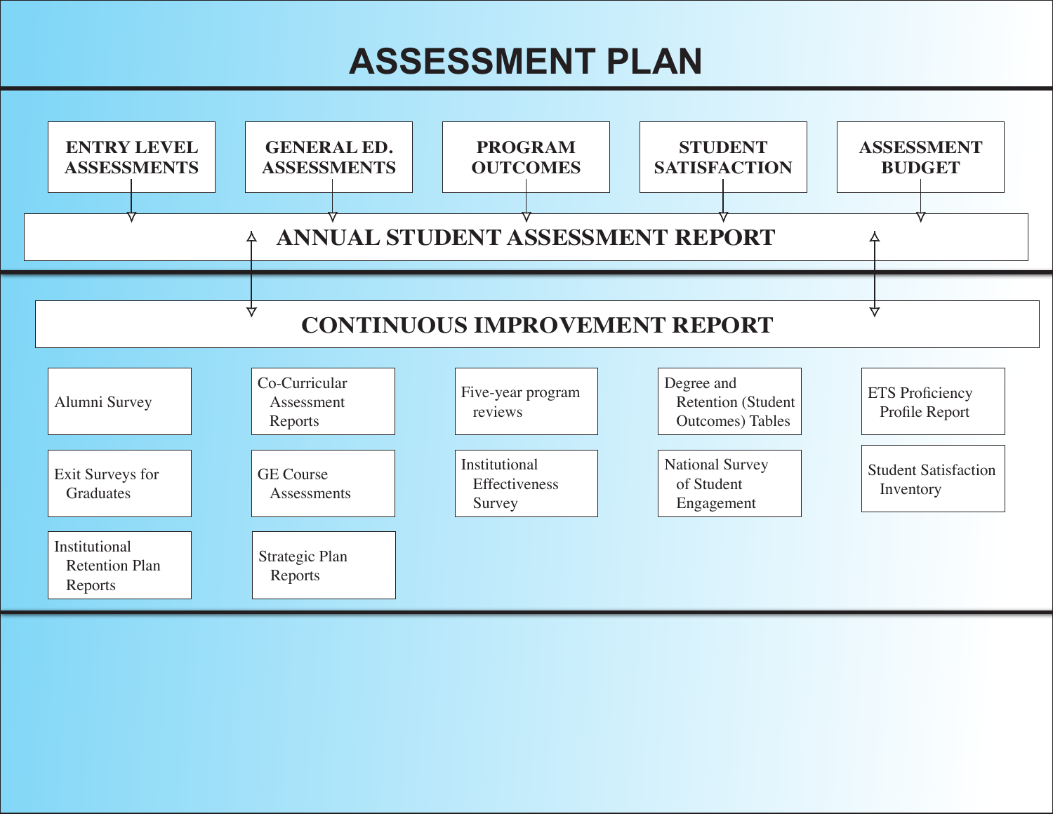# ASSESSMENT PLAN

**ENTRY LEVEL ASSESSMENTS** | **GENERAL ED. ASSESSMENTS** | **PROGRAM OUTCOMES** | **STUDENT SATISFACTION** | **ASSESSMENT BUDGET**

## ANNUAL STUDENT ASSESSMENT REPORT

## CONTINUOUS IMPROVEMENT REPORT

| | | | | |
|---|---|---|---|---|
| Alumni Survey | Co-Curricular Assessment Reports | Five-year program reviews | Degree and Retention (Student Outcomes) Tables | ETS Proficiency Profile Report |
| Exit Surveys for Graduates | GE Course Assessments | Institutional Effectiveness Survey | National Survey of Student Engagement | Student Satisfaction Inventory |
| Institutional Retention Plan Reports | Strategic Plan Reports | | | |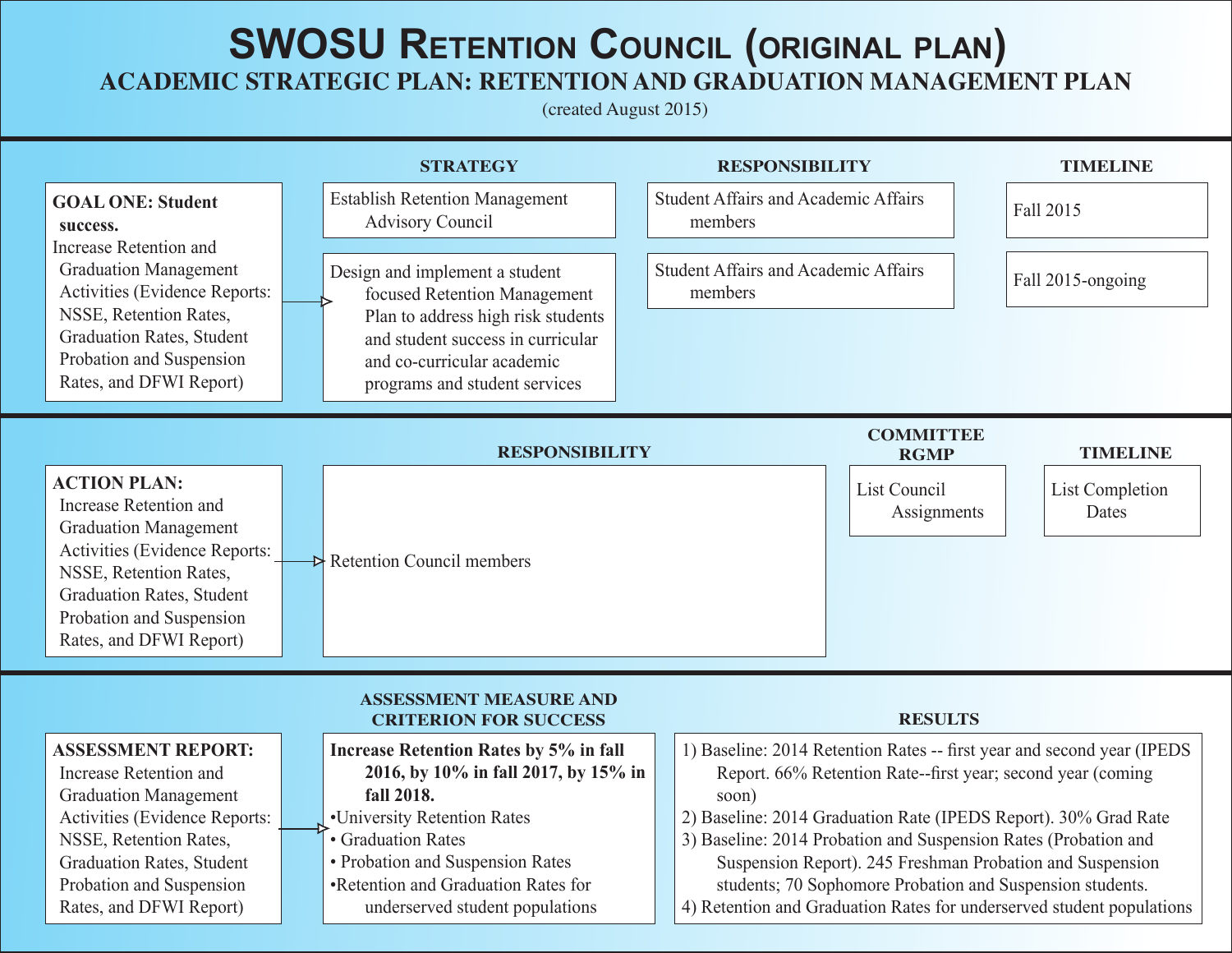# SWOSU Retention Council (original plan)

## ACADEMIC STRATEGIC PLAN: RETENTION AND GRADUATION MANAGEMENT PLAN

(created August 2015)

| | STRATEGY | RESPONSIBILITY | TIMELINE |
|---|---|---|---|
| **GOAL ONE: Student success.** Increase Retention and Graduation Management Activities (Evidence Reports: NSSE, Retention Rates, Graduation Rates, Student Probation and Suspension Rates, and DFWI Report) | Establish Retention Management Advisory Council | Student Affairs and Academic Affairs members | Fall 2015 |
| | Design and implement a student focused Retention Management Plan to address high risk students and student success in curricular and co-curricular academic programs and student services | Student Affairs and Academic Affairs members | Fall 2015-ongoing |

| | RESPONSIBILITY | COMMITTEE RGMP | TIMELINE |
|---|---|---|---|
| **ACTION PLAN:** Increase Retention and Graduation Management Activities (Evidence Reports: NSSE, Retention Rates, Graduation Rates, Student Probation and Suspension Rates, and DFWI Report) | Retention Council members | List Council Assignments | List Completion Dates |

| | ASSESSMENT MEASURE AND CRITERION FOR SUCCESS | RESULTS |
|---|---|---|
| **ASSESSMENT REPORT:** Increase Retention and Graduation Management Activities (Evidence Reports: NSSE, Retention Rates, Graduation Rates, Student Probation and Suspension Rates, and DFWI Report) | **Increase Retention Rates by 5% in fall 2016, by 10% in fall 2017, by 15% in fall 2018.**<br>•University Retention Rates<br>• Graduation Rates<br>• Probation and Suspension Rates<br>•Retention and Graduation Rates for underserved student populations | 1) Baseline: 2014 Retention Rates -- first year and second year (IPEDS Report. 66% Retention Rate--first year; second year (coming soon)<br>2) Baseline: 2014 Graduation Rate (IPEDS Report). 30% Grad Rate<br>3) Baseline: 2014 Probation and Suspension Rates (Probation and Suspension Report). 245 Freshman Probation and Suspension students; 70 Sophomore Probation and Suspension students.<br>4) Retention and Graduation Rates for underserved student populations |